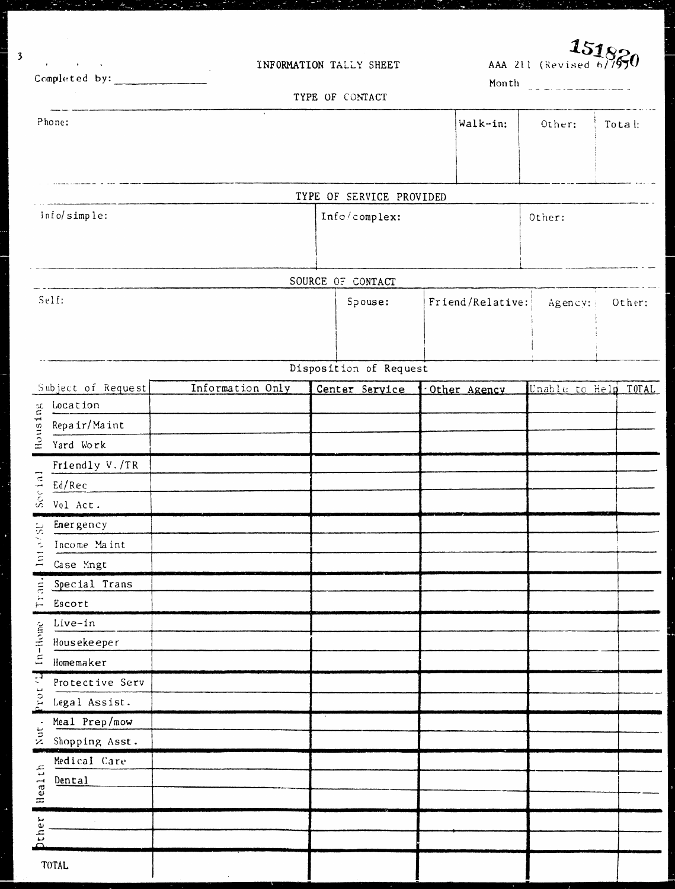151820

Completed by: _______________

# INFORMATION TALLY SHEET

AAA 211 (Revised 6/79)

Month _______________

## TYPE OF CONTACT

| Phone: | Walk-in: | Other: | Total: |
|---|---|---|---|
| | | | |

## TYPE OF SERVICE PROVIDED

| Info/simple: | Info/complex: | Other: |
|---|---|---|
| | | |

## SOURCE OF CONTACT

| Self: | Spouse: | Friend/Relative: | Agency: | Other: |
|---|---|---|---|---|
| | | | | |

## Disposition of Request

| | Subject of Request | Information Only | Center Service | Other Agency | Unable to Help | TOTAL |
|---|---|---|---|---|---|---|
| Housing | Location | | | | | |
| | Repair/Maint | | | | | |
| | Yard Work | | | | | |
| Social | Friendly V./TR | | | | | |
| | Ed/Rec | | | | | |
| | Vol Act. | | | | | |
| Info/SE | Emergency | | | | | |
| | Income Maint | | | | | |
| | Case Mngt | | | | | |
| Trans. | Special Trans | | | | | |
| | Escort | | | | | |
| In-Home | Live-in | | | | | |
| | Housekeeper | | | | | |
| | Homemaker | | | | | |
| Prot'l | Protective Serv | | | | | |
| | Legal Assist. | | | | | |
| Nut. | Meal Prep/mow | | | | | |
| | Shopping Asst. | | | | | |
| Health | Medical Care | | | | | |
| | Dental | | | | | |
| | | | | | | |
| Other | | | | | | |
| | | | | | | |
| TOTAL | | | | | | |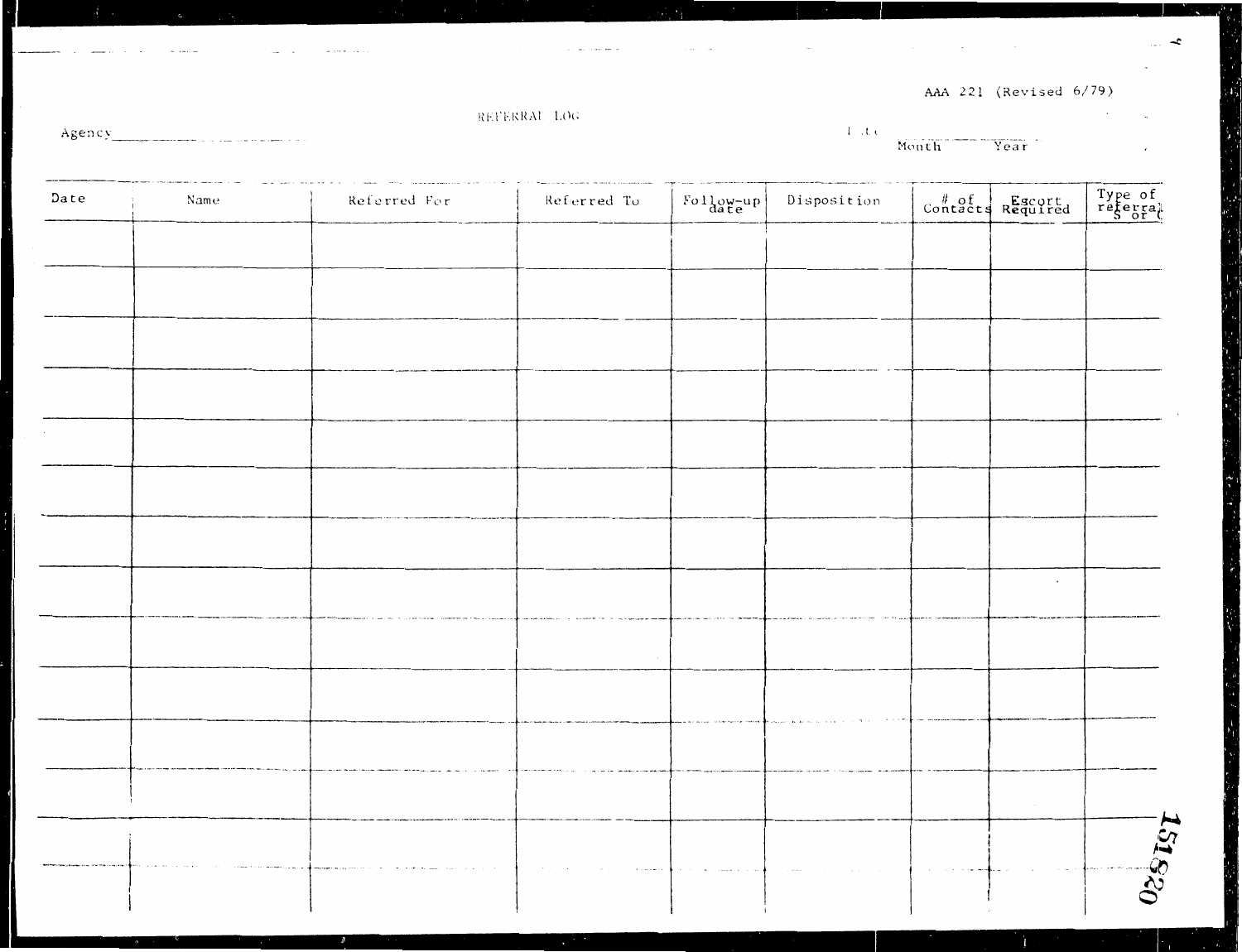AAA 221 (Revised 6/79)

# REFERRAL LOG

Agency ______________________

Date ______________________
Month Year

| Date | Name | Referred For | Referred To | Follow-up date | Disposition | # of Contacts | Escort Required | Type of referral S or C |
|---|---|---|---|---|---|---|---|---|
| | | | | | | | | |
| | | | | | | | | |
| | | | | | | | | |
| | | | | | | | | |
| | | | | | | | | |
| | | | | | | | | |
| | | | | | | | | |
| | | | | | | | | |
| | | | | | | | | |
| | | | | | | | | |
| | | | | | | | | |
| | | | | | | | | |
| | | | | | | | | |
| | | | | | | | | |

151820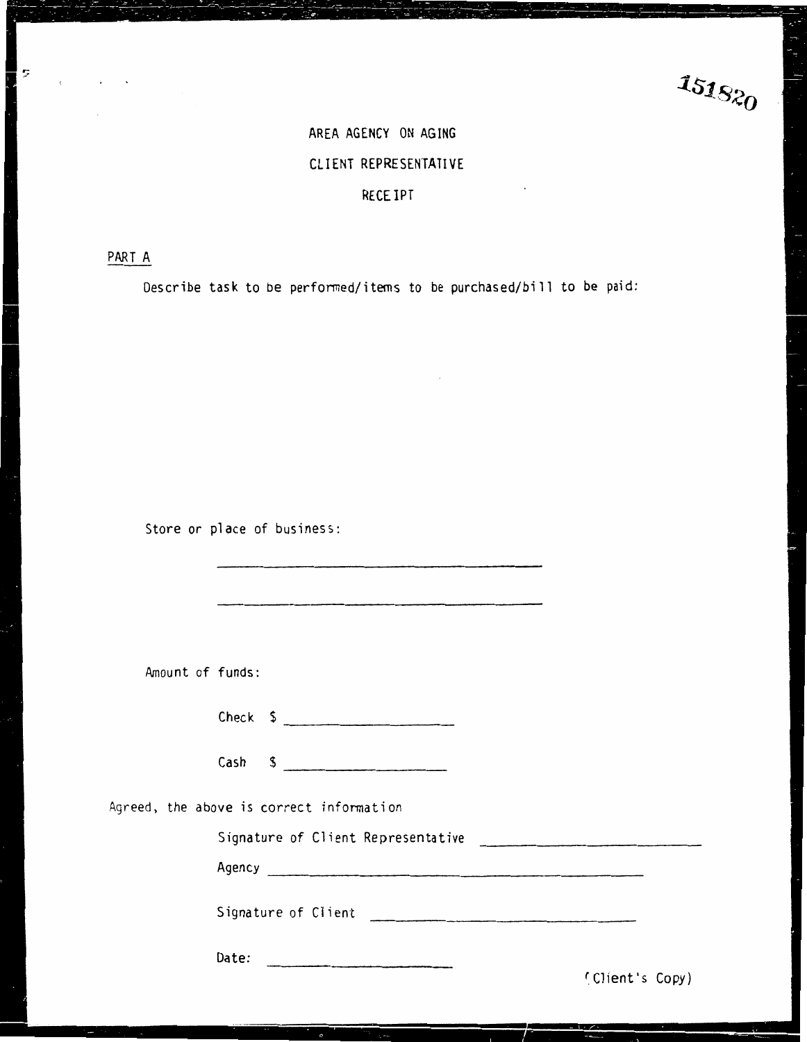151820

# AREA AGENCY ON AGING

## CLIENT REPRESENTATIVE

## RECEIPT

PART A

Describe task to be performed/items to be purchased/bill to be paid:

Store or place of business:

\_\_\_\_\_\_\_\_\_\_\_\_\_\_\_\_\_\_\_\_\_\_\_\_\_\_\_\_\_\_\_\_\_\_\_\_\_\_

\_\_\_\_\_\_\_\_\_\_\_\_\_\_\_\_\_\_\_\_\_\_\_\_\_\_\_\_\_\_\_\_\_\_\_\_\_\_

Amount of funds:

Check $ \_\_\_\_\_\_\_\_\_\_\_\_\_\_\_\_\_\_\_\_

Cash $ \_\_\_\_\_\_\_\_\_\_\_\_\_\_\_\_\_\_\_\_

Agreed, the above is correct information

Signature of Client Representative \_\_\_\_\_\_\_\_\_\_\_\_\_\_\_\_\_\_\_\_\_\_\_\_\_\_

Agency \_\_\_\_\_\_\_\_\_\_\_\_\_\_\_\_\_\_\_\_\_\_\_\_\_\_\_\_\_\_\_\_\_\_\_\_\_\_\_\_\_\_\_\_

Signature of Client \_\_\_\_\_\_\_\_\_\_\_\_\_\_\_\_\_\_\_\_\_\_\_\_\_\_\_\_\_\_

Date: \_\_\_\_\_\_\_\_\_\_\_\_\_\_\_\_\_\_\_\_\_\_

(Client's Copy)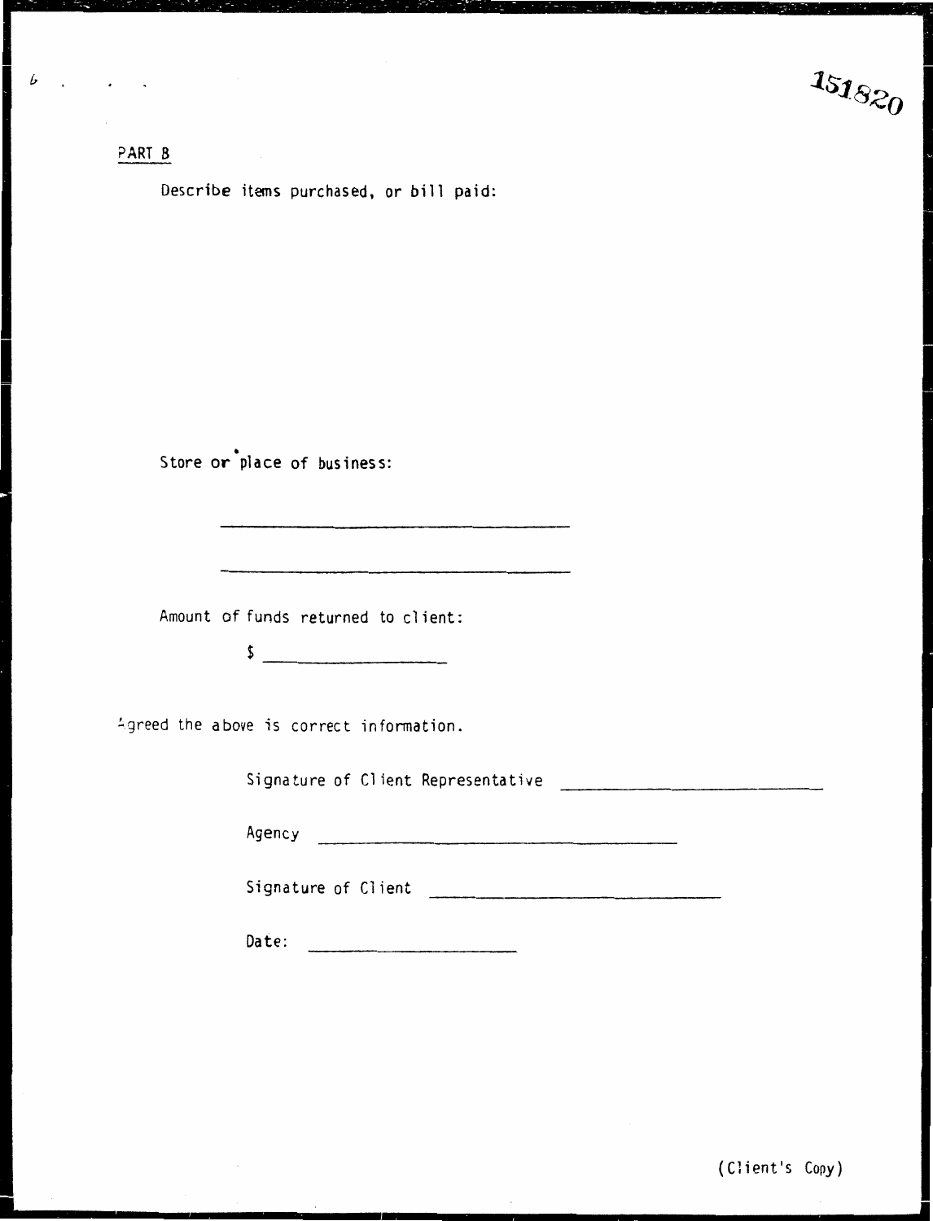151820

## PART B

Describe items purchased, or bill paid:

Store or place of business:

\_\_\_\_\_\_\_\_\_\_\_\_\_\_\_\_\_\_\_\_\_\_\_\_\_\_\_\_\_\_\_\_\_\_\_\_

\_\_\_\_\_\_\_\_\_\_\_\_\_\_\_\_\_\_\_\_\_\_\_\_\_\_\_\_\_\_\_\_\_\_\_\_

Amount of funds returned to client:

$ \_\_\_\_\_\_\_\_\_\_\_\_\_\_\_\_\_\_\_\_

Agreed the above is correct information.

Signature of Client Representative \_\_\_\_\_\_\_\_\_\_\_\_\_\_\_\_\_\_\_\_\_\_\_\_\_\_\_\_

Agency \_\_\_\_\_\_\_\_\_\_\_\_\_\_\_\_\_\_\_\_\_\_\_\_\_\_\_\_\_\_\_\_\_\_\_\_

Signature of Client \_\_\_\_\_\_\_\_\_\_\_\_\_\_\_\_\_\_\_\_\_\_\_\_\_\_\_\_

Date: \_\_\_\_\_\_\_\_\_\_\_\_\_\_\_\_\_\_\_\_

(Client's Copy)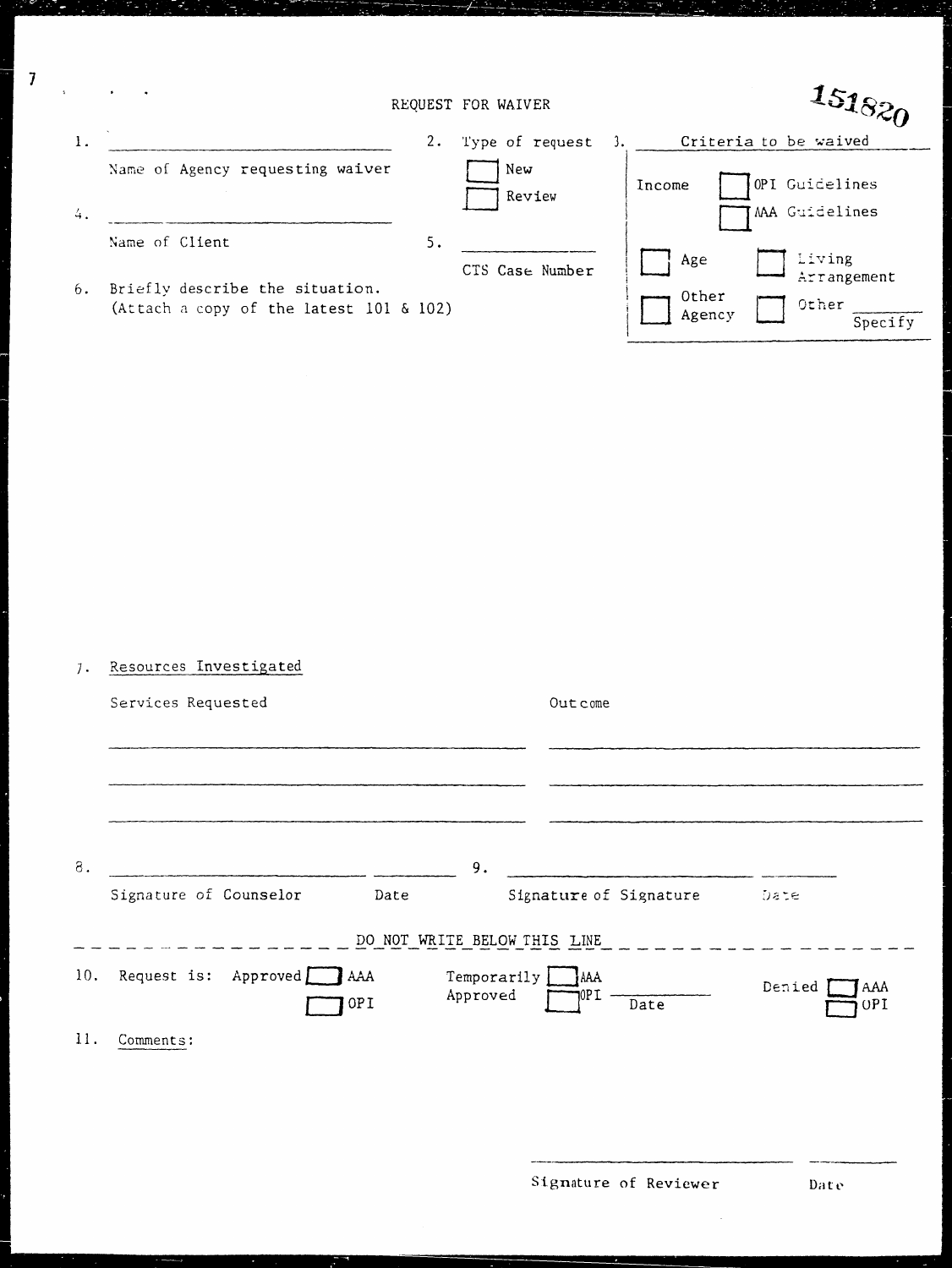151820

# REQUEST FOR WAIVER

1. ______________________________
   Name of Agency requesting waiver

2. Type of request
   - [ ] New
   - [ ] Review

3. Criteria to be waived
   - Income [ ] OPI Guidelines
   - [ ] AAA Guidelines
   - [ ] Age
   - [ ] Living Arrangement
   - [ ] Other Agency
   - [ ] Other ________ Specify

4. ______________________________
   Name of Client

5. ______________________________
   CTS Case Number

6. Briefly describe the situation.
   (Attach a copy of the latest 101 & 102)

7. Resources Investigated

| Services Requested | Outcome |
|---|---|
| | |
| | |
| | |

8. ______________________________ __________
   Signature of Counselor Date

9. ______________________________ __________
   Signature of Signature Date

DO NOT WRITE BELOW THIS LINE

10. Request is: Approved [ ] AAA [ ] OPI     Temporarily Approved [ ] AAA [ ] OPI ________ Date     Denied [ ] AAA [ ] OPI

11. Comments:

______________________________ __________
Signature of Reviewer Date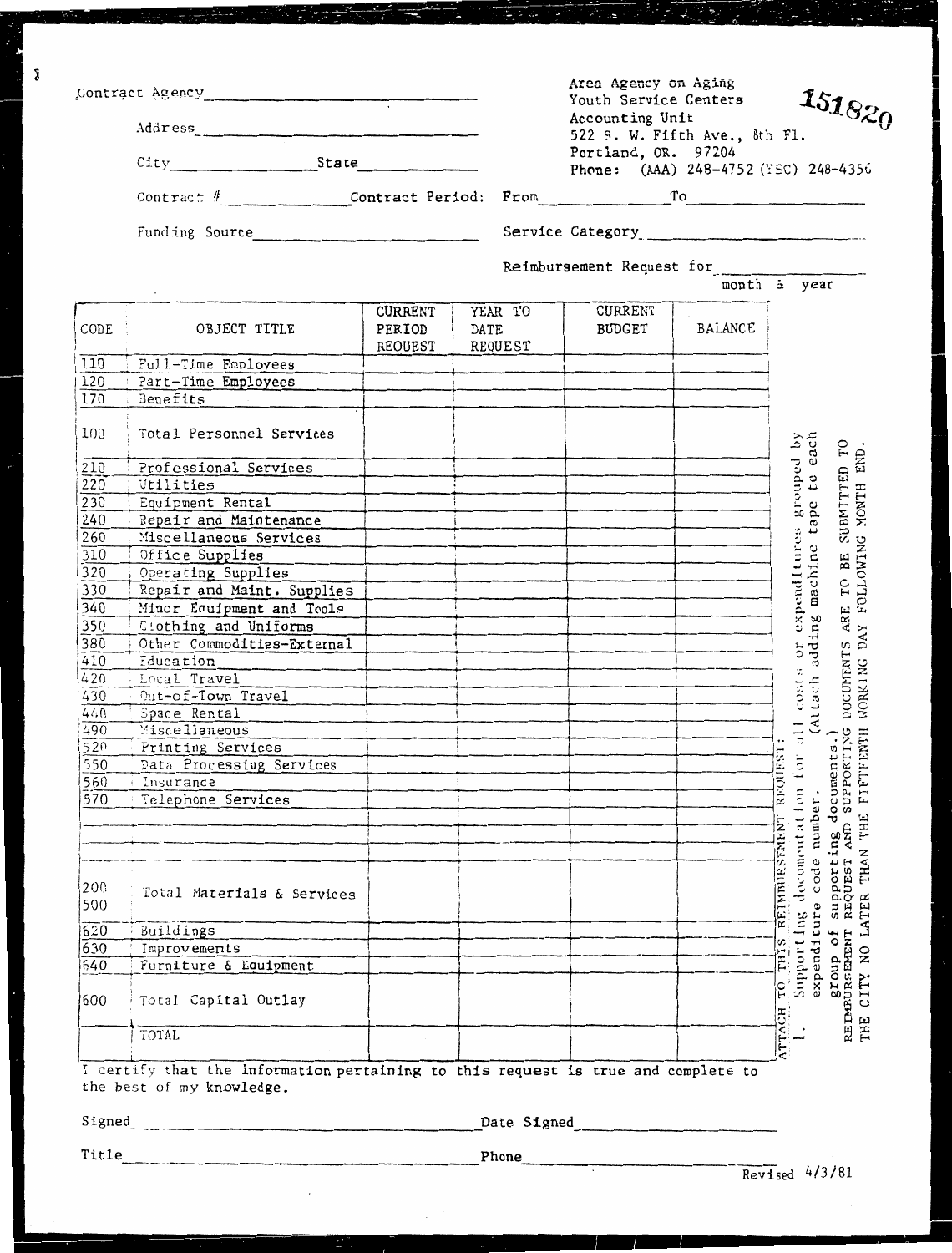Contract Agency\_\_\_\_\_\_\_\_\_\_\_\_\_\_\_\_\_\_\_\_\_\_\_\_\_\_

Address\_\_\_\_\_\_\_\_\_\_\_\_\_\_\_\_\_\_\_\_\_\_\_\_\_\_

City\_\_\_\_\_\_\_\_\_\_\_\_\_\_ State\_\_\_\_\_\_\_\_\_\_\_\_\_\_

Area Agency on Aging
Youth Service Centers
Accounting Unit
522 S. W. Fifth Ave., 8th Fl.
Portland, OR. 97204
Phone: (AAA) 248-4752 (YSC) 248-4356

151820

Contract #\_\_\_\_\_\_\_\_\_\_\_\_\_\_ Contract Period: From\_\_\_\_\_\_\_\_\_\_\_\_\_\_ To\_\_\_\_\_\_\_\_\_\_\_\_\_\_

Funding Source\_\_\_\_\_\_\_\_\_\_\_\_\_\_\_\_\_\_\_\_\_\_\_\_\_\_ Service Category\_\_\_\_\_\_\_\_\_\_\_\_\_\_\_\_\_\_\_\_\_\_\_\_\_\_

Reimbursement Request for\_\_\_\_\_\_\_\_\_\_\_\_\_\_
month & year

| CODE | OBJECT TITLE | CURRENT PERIOD REQUEST | YEAR TO DATE REQUEST | CURRENT BUDGET | BALANCE |
|---|---|---|---|---|---|
| 110 | Full-Time Employees | | | | |
| 120 | Part-Time Employees | | | | |
| 170 | Benefits | | | | |
| 100 | Total Personnel Services | | | | |
| 210 | Professional Services | | | | |
| 220 | Utilities | | | | |
| 230 | Equipment Rental | | | | |
| 240 | Repair and Maintenance | | | | |
| 260 | Miscellaneous Services | | | | |
| 310 | Office Supplies | | | | |
| 320 | Operating Supplies | | | | |
| 330 | Repair and Maint. Supplies | | | | |
| 340 | Minor Equipment and Tools | | | | |
| 350 | Clothing and Uniforms | | | | |
| 380 | Other Commodities-External | | | | |
| 410 | Education | | | | |
| 420 | Local Travel | | | | |
| 430 | Out-of-Town Travel | | | | |
| 440 | Space Rental | | | | |
| 490 | Miscellaneous | | | | |
| 520 | Printing Services | | | | |
| 550 | Data Processing Services | | | | |
| 560 | Insurance | | | | |
| 570 | Telephone Services | | | | |
| | | | | | |
| | | | | | |
| 200<br>500 | Total Materials & Services | | | | |
| 620 | Buildings | | | | |
| 630 | Improvements | | | | |
| 640 | Furniture & Equipment | | | | |
| 600 | Total Capital Outlay | | | | |
| | TOTAL | | | | |

ATTACH TO THIS REIMBURSEMENT REQUEST:
1. Supporting documentation for all costs or expenditures grouped by expenditure code number. (Attach adding machine tape to each group of supporting documents.)

REIMBURSEMENT REQUEST AND SUPPORTING DOCUMENTS ARE TO BE SUBMITTED TO THE CITY NO LATER THAN THE FIFTEENTH WORKING DAY FOLLOWING MONTH END.

I certify that the information pertaining to this request is true and complete to the best of my knowledge.

Signed\_\_\_\_\_\_\_\_\_\_\_\_\_\_\_\_\_\_\_\_\_\_\_\_\_\_ Date Signed\_\_\_\_\_\_\_\_\_\_\_\_\_\_

Title\_\_\_\_\_\_\_\_\_\_\_\_\_\_\_\_\_\_\_\_\_\_\_\_\_\_ Phone\_\_\_\_\_\_\_\_\_\_\_\_\_\_

Revised 4/3/81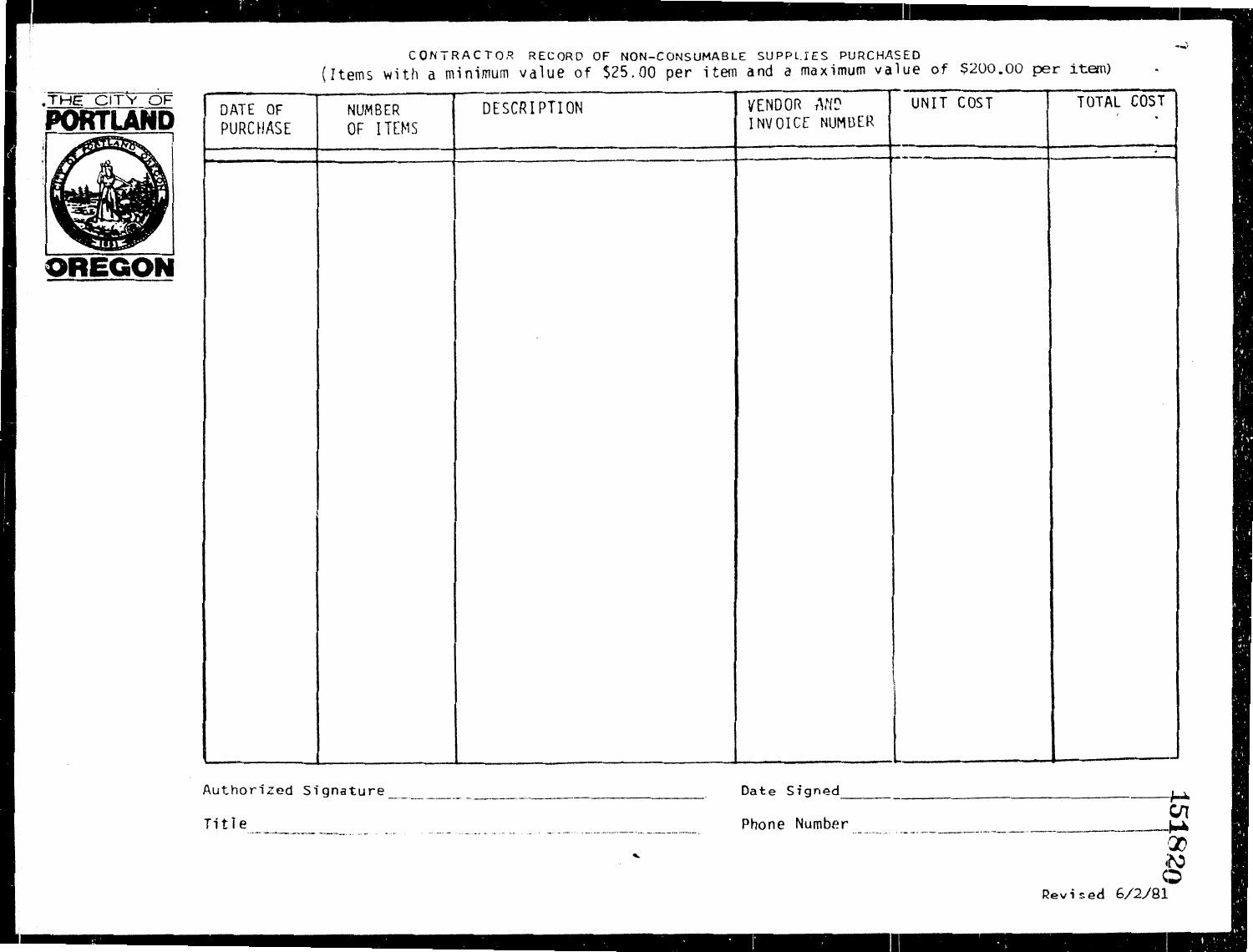THE CITY OF
**PORTLAND**
**OREGON**

# CONTRACTOR RECORD OF NON-CONSUMABLE SUPPLIES PURCHASED

(Items with a minimum value of $25.00 per item and a maximum value of $200.00 per item)

| DATE OF PURCHASE | NUMBER OF ITEMS | DESCRIPTION | VENDOR AND INVOICE NUMBER | UNIT COST | TOTAL COST |
|---|---|---|---|---|---|
| | | | | | |

Authorized Signature ______________________ Date Signed ______________________

Title ______________________ Phone Number ______________________

151820

Revised 6/2/81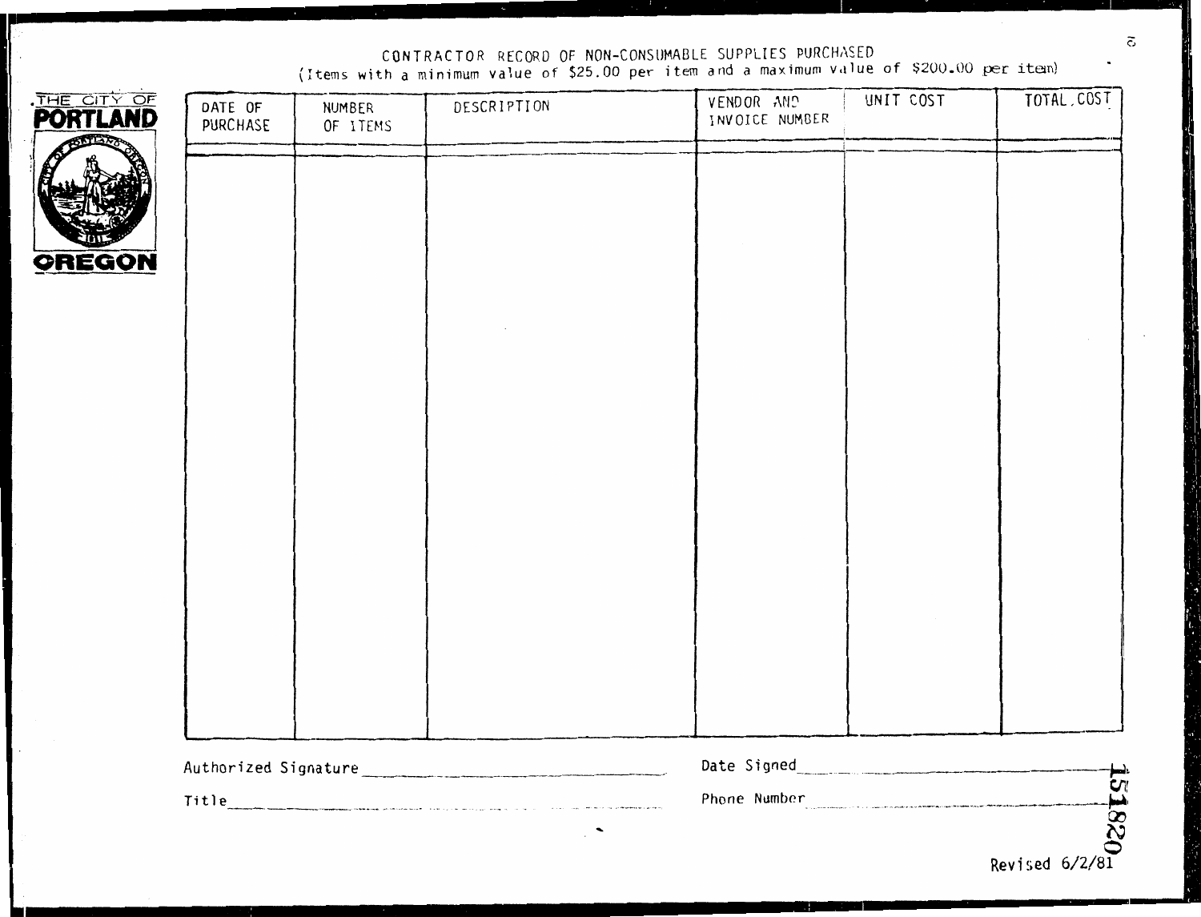THE CITY OF
**PORTLAND**
**OREGON**

# CONTRACTOR RECORD OF NON-CONSUMABLE SUPPLIES PURCHASED

(Items with a minimum value of $25.00 per item and a maximum value of $200.00 per item)

| DATE OF PURCHASE | NUMBER OF ITEMS | DESCRIPTION | VENDOR AND INVOICE NUMBER | UNIT COST | TOTAL COST |
|---|---|---|---|---|---|
| | | | | | |

Authorized Signature ______________________ Date Signed ______________________

Title ______________________ Phone Number ______________________

Revised 6/2/81

151820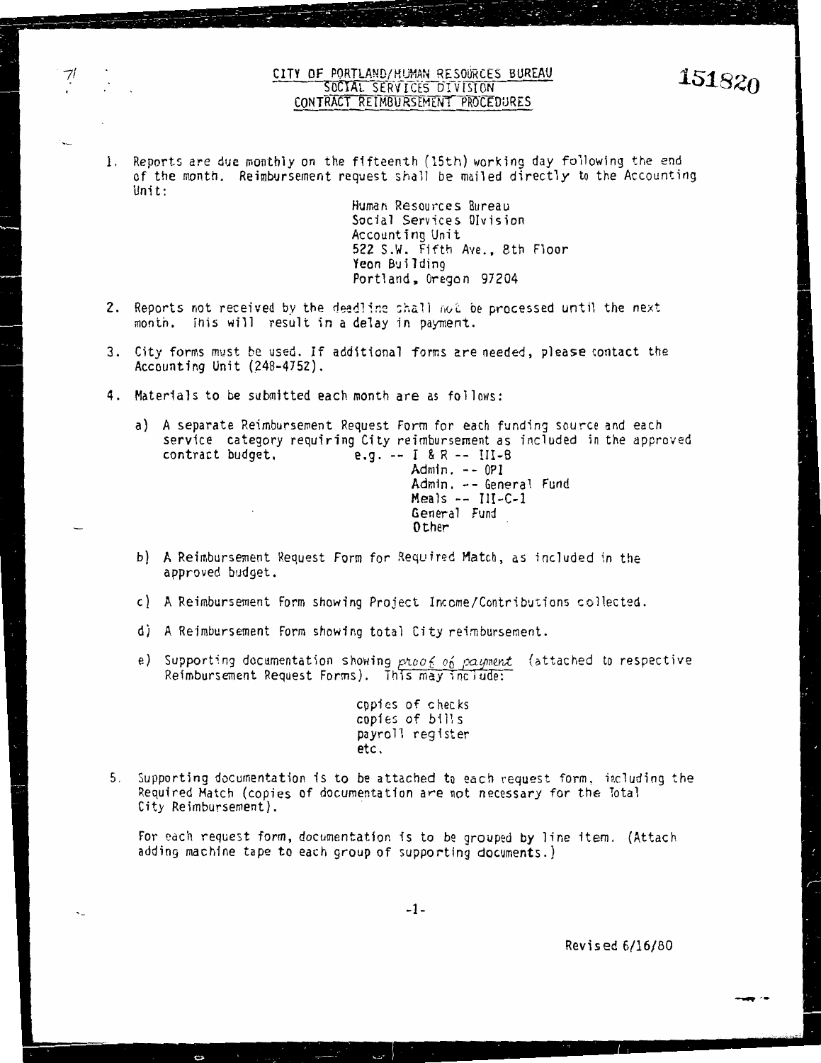# CITY OF PORTLAND/HUMAN RESOURCES BUREAU
## SOCIAL SERVICES DIVISION
## CONTRACT REIMBURSEMENT PROCEDURES

151820

1. Reports are due monthly on the fifteenth (15th) working day following the end of the month. Reimbursement request shall be mailed directly to the Accounting Unit:

   Human Resources Bureau
   Social Services Division
   Accounting Unit
   522 S.W. Fifth Ave., 8th Floor
   Yeon Building
   Portland, Oregon 97204

2. Reports not received by the deadline shall not be processed until the next month. This will result in a delay in payment.

3. City forms must be used. If additional forms are needed, please contact the Accounting Unit (248-4752).

4. Materials to be submitted each month are as follows:

   a) A separate Reimbursement Request Form for each funding source and each service category requiring City reimbursement as included in the approved contract budget, e.g. -- I & R -- III-B
      Admin. -- OPI
      Admin. -- General Fund
      Meals -- III-C-1
      General Fund
      Other

   b) A Reimbursement Request Form for Required Match, as included in the approved budget.

   c) A Reimbursement Form showing Project Income/Contributions collected.

   d) A Reimbursement Form showing total City reimbursement.

   e) Supporting documentation showing *proof of payment* (attached to respective Reimbursement Request Forms). This may include:

      copies of checks
      copies of bills
      payroll register
      etc.

5. Supporting documentation is to be attached to each request form, including the Required Match (copies of documentation are not necessary for the Total City Reimbursement).

   For each request form, documentation is to be grouped by line item. (Attach adding machine tape to each group of supporting documents.)

Revised 6/16/80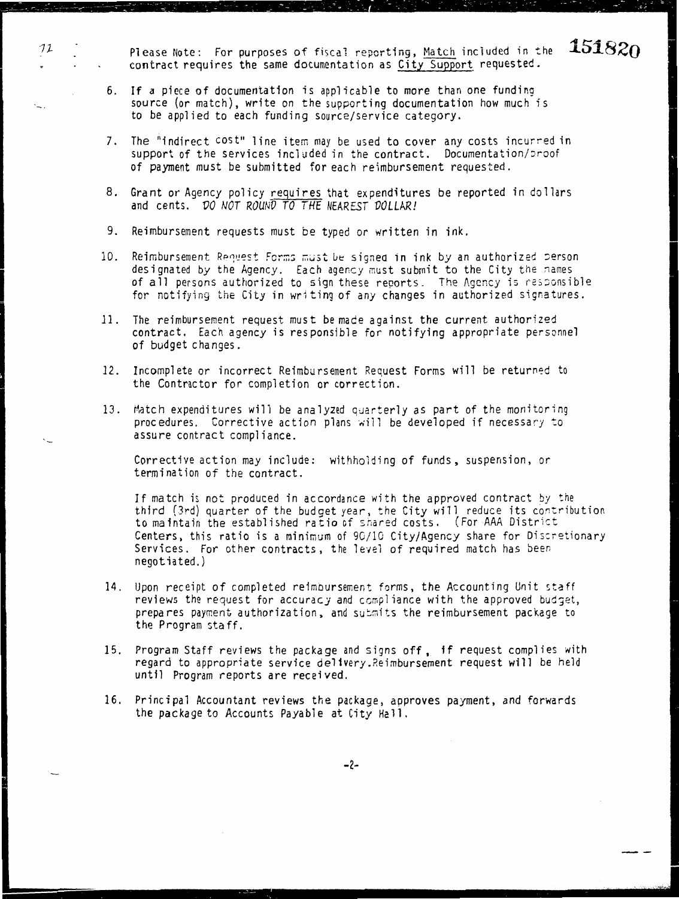Please Note: For purposes of fiscal reporting, Match included in the contract requires the same documentation as City Support requested.

6. If a piece of documentation is applicable to more than one funding source (or match), write on the supporting documentation how much is to be applied to each funding source/service category.

7. The "indirect cost" line item may be used to cover any costs incurred in support of the services included in the contract. Documentation/proof of payment must be submitted for each reimbursement requested.

8. Grant or Agency policy requires that expenditures be reported in dollars and cents. *DO NOT ROUND TO THE NEAREST DOLLAR!*

9. Reimbursement requests must be typed or written in ink.

10. Reimbursement Request Forms must be signed in ink by an authorized person designated by the Agency. Each agency must submit to the City the names of all persons authorized to sign these reports. The Agency is responsible for notifying the City in writing of any changes in authorized signatures.

11. The reimbursement request must be made against the current authorized contract. Each agency is responsible for notifying appropriate personnel of budget changes.

12. Incomplete or incorrect Reimbursement Request Forms will be returned to the Contractor for completion or correction.

13. Match expenditures will be analyzed quarterly as part of the monitoring procedures. Corrective action plans will be developed if necessary to assure contract compliance.

    Corrective action may include: withholding of funds, suspension, or termination of the contract.

    If match is not produced in accordance with the approved contract by the third (3rd) quarter of the budget year, the City will reduce its contribution to maintain the established ratio of shared costs. (For AAA District Centers, this ratio is a minimum of 90/10 City/Agency share for Discretionary Services. For other contracts, the level of required match has been negotiated.)

14. Upon receipt of completed reimbursement forms, the Accounting Unit staff reviews the request for accuracy and compliance with the approved budget, prepares payment authorization, and submits the reimbursement package to the Program staff.

15. Program Staff reviews the package and signs off, if request complies with regard to appropriate service delivery. Reimbursement request will be held until Program reports are received.

16. Principal Accountant reviews the package, approves payment, and forwards the package to Accounts Payable at City Hall.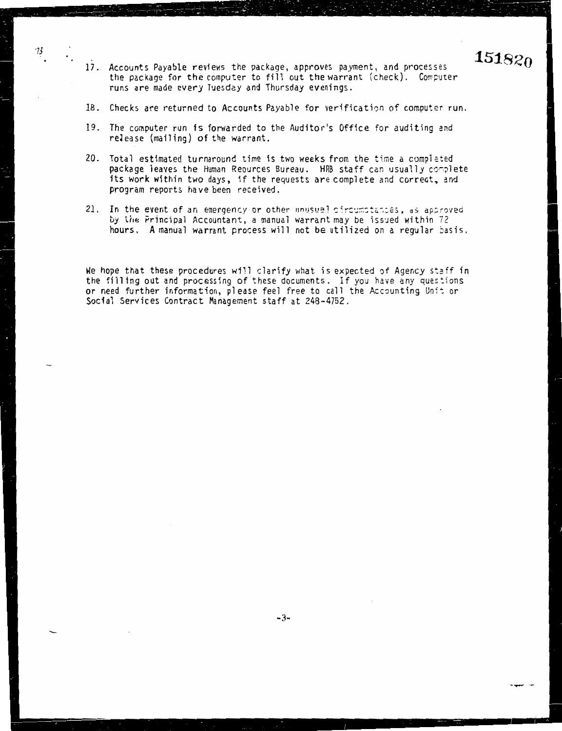17. Accounts Payable reviews the package, approves payment, and processes the package for the computer to fill out the warrant (check). Computer runs are made every Tuesday and Thursday evenings.

18. Checks are returned to Accounts Payable for verification of computer run.

19. The computer run is forwarded to the Auditor's Office for auditing and release (mailing) of the warrant.

20. Total estimated turnaround time is two weeks from the time a completed package leaves the Human Reources Bureau. HRB staff can usually complete its work within two days, if the requests are complete and correct, and program reports have been received.

21. In the event of an emergency or other unusual circumstances, as approved by the Principal Accountant, a manual warrant may be issued within 72 hours. A manual warrant process will not be utilized on a regular basis.

We hope that these procedures will clarify what is expected of Agency staff in the filling out and processing of these documents. If you have any questions or need further information, please feel free to call the Accounting Unit or Social Services Contract Management staff at 248-4752.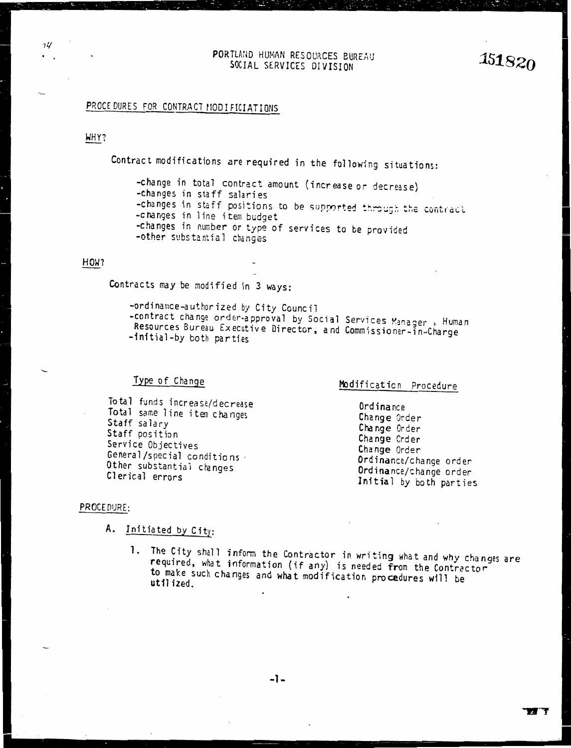PORTLAND HUMAN RESOURCES BUREAU
SOCIAL SERVICES DIVISION

151820

## PROCEDURES FOR CONTRACT MODIFICIATIONS

### WHY?

Contract modifications are required in the following situations:

- change in total contract amount (increase or decrease)
- changes in staff salaries
- changes in staff positions to be supported through the contract
- changes in line item budget
- changes in number or type of services to be provided
- other substantial changes

### HOW?

Contracts may be modified in 3 ways:

- ordinance-authorized by City Council
- contract change order-approval by Social Services Manager, Human Resources Bureau Executive Director, and Commissioner-in-Charge
- initial-by both parties

| Type of Change | Modification Procedure |
|---|---|
| Total funds increase/decrease | Ordinance |
| Total same line item changes | Change Order |
| Staff salary | Change Order |
| Staff position | Change Order |
| Service Objectives | Change Order |
| General/special conditions | Ordinance/change order |
| Other substantial changes | Ordinance/change order |
| Clerical errors | Initial by both parties |

### PROCEDURE:

A. Initiated by City:

1. The City shall inform the Contractor in writing what and why changes are required, what information (if any) is needed from the Contractor to make such changes and what modification procedures will be utilized.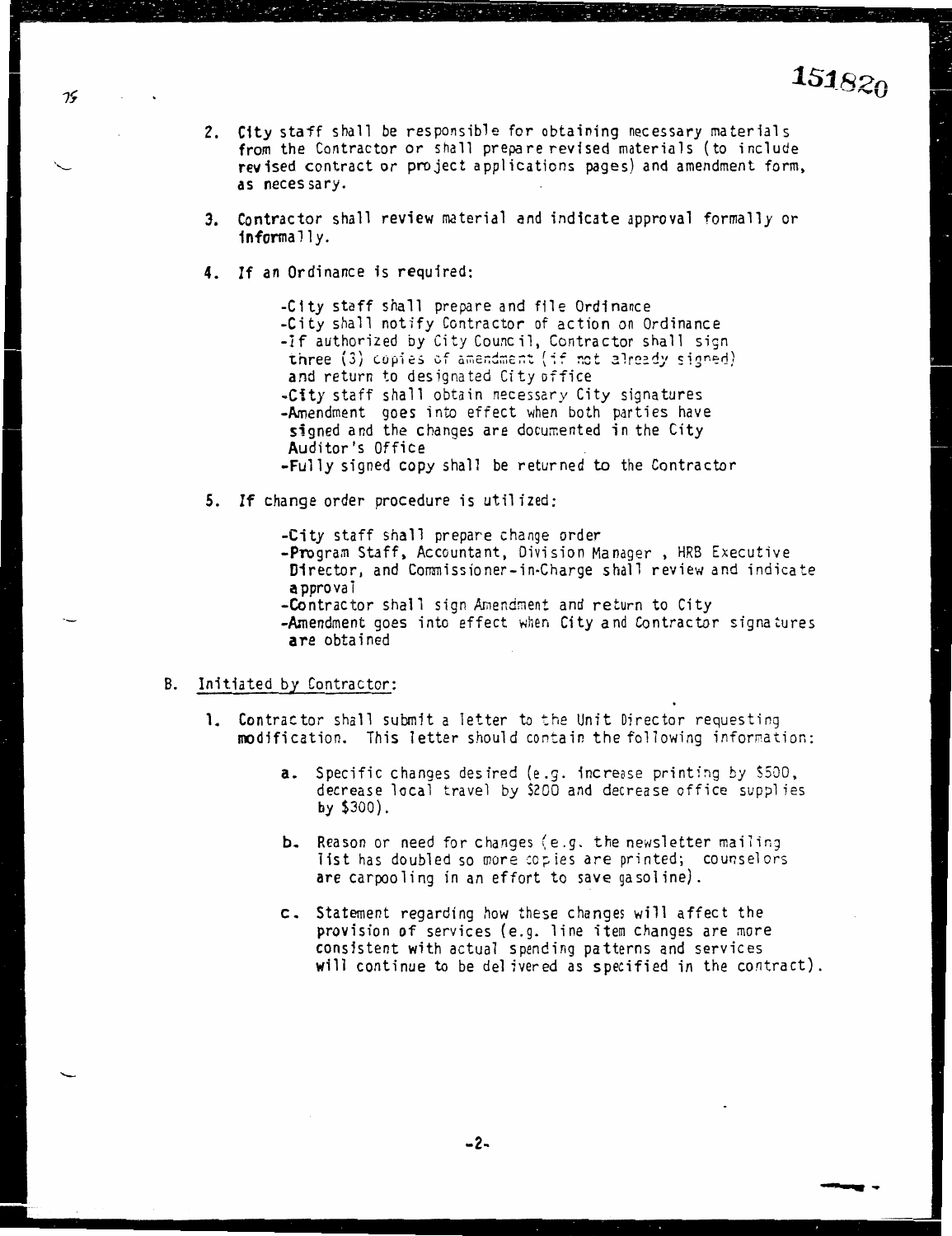2. City staff shall be responsible for obtaining necessary materials from the Contractor or shall prepare revised materials (to include revised contract or project applications pages) and amendment form, as necessary.

3. Contractor shall review material and indicate approval formally or informally.

4. If an Ordinance is required:

   - City staff shall prepare and file Ordinance
   - City shall notify Contractor of action on Ordinance
   - If authorized by City Council, Contractor shall sign three (3) copies of amendment (if not already signed) and return to designated City office
   - City staff shall obtain necessary City signatures
   - Amendment goes into effect when both parties have signed and the changes are documented in the City Auditor's Office
   - Fully signed copy shall be returned to the Contractor

5. If change order procedure is utilized:

   - City staff shall prepare change order
   - Program Staff, Accountant, Division Manager, HRB Executive Director, and Commissioner-in-Charge shall review and indicate approval
   - Contractor shall sign Amendment and return to City
   - Amendment goes into effect when City and Contractor signatures are obtained

B. Initiated by Contractor:

1. Contractor shall submit a letter to the Unit Director requesting modification. This letter should contain the following information:

   a. Specific changes desired (e.g. increase printing by $500, decrease local travel by $200 and decrease office supplies by $300).

   b. Reason or need for changes (e.g. the newsletter mailing list has doubled so more copies are printed; counselors are carpooling in an effort to save gasoline).

   c. Statement regarding how these changes will affect the provision of services (e.g. line item changes are more consistent with actual spending patterns and services will continue to be delivered as specified in the contract).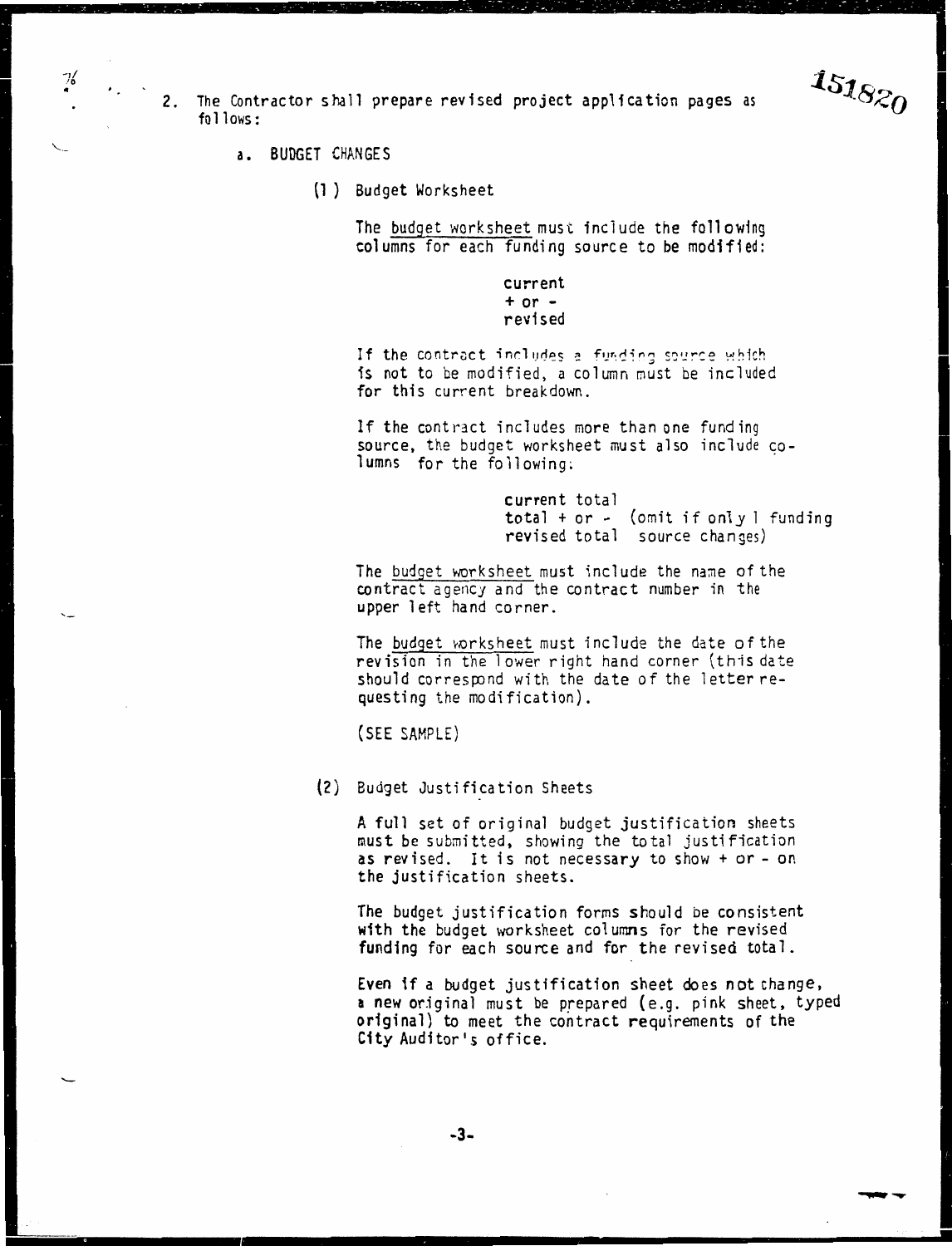151820

2. The Contractor shall prepare revised project application pages as follows:

   a. BUDGET CHANGES

      (1) Budget Worksheet

      The <u>budget worksheet</u> must include the following columns for each funding source to be modified:

      current
      + or -
      revised

      If the contract includes a funding source which is not to be modified, a column must be included for this current breakdown.

      If the contract includes more than one funding source, the budget worksheet must also include columns for the following:

      current total
      total + or - (omit if only 1 funding
      revised total source changes)

      The <u>budget worksheet</u> must include the name of the contract agency and the contract number in the upper left hand corner.

      The <u>budget worksheet</u> must include the date of the revision in the lower right hand corner (this date should correspond with the date of the letter requesting the modification).

      (SEE SAMPLE)

      (2) Budget Justification Sheets

      A full set of original budget justification sheets must be submitted, showing the total justification as revised. It is not necessary to show + or - on the justification sheets.

      The budget justification forms should be consistent with the budget worksheet columns for the revised funding for each source and for the revised total.

      Even if a budget justification sheet does not change, a new original must be prepared (e.g. pink sheet, typed original) to meet the contract requirements of the City Auditor's office.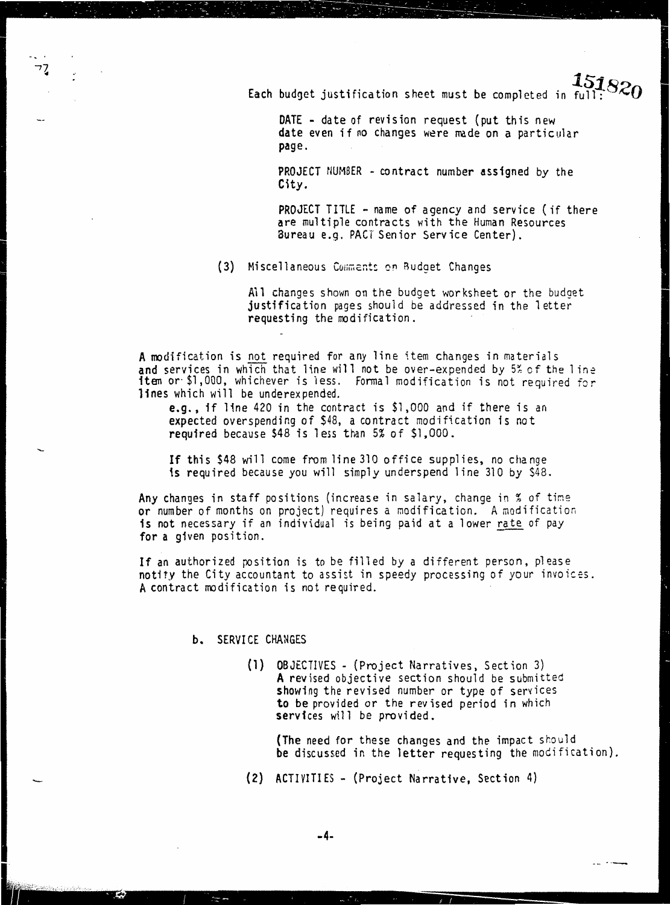Each budget justification sheet must be completed in full:

DATE - date of revision request (put this new date even if no changes were made on a particular page.

PROJECT NUMBER - contract number assigned by the City.

PROJECT TITLE - name of agency and service (if there are multiple contracts with the Human Resources Bureau e.g. PACT Senior Service Center).

(3) Miscellaneous Comments on Budget Changes

All changes shown on the budget worksheet or the budget justification pages should be addressed in the letter requesting the modification.

A modification is not required for any line item changes in materials and services in which that line will not be over-expended by 5% of the line item or $1,000, whichever is less. Formal modification is not required for lines which will be underexpended.

e.g., if line 420 in the contract is $1,000 and if there is an expected overspending of $48, a contract modification is not required because $48 is less than 5% of $1,000.

If this $48 will come from line 310 office supplies, no change is required because you will simply underspend line 310 by $48.

Any changes in staff positions (increase in salary, change in % of time or number of months on project) requires a modification. A modification is not necessary if an individual is being paid at a lower rate of pay for a given position.

If an authorized position is to be filled by a different person, please notify the City accountant to assist in speedy processing of your invoices. A contract modification is not required.

b. SERVICE CHANGES

(1) OBJECTIVES - (Project Narratives, Section 3) A revised objective section should be submitted showing the revised number or type of services to be provided or the revised period in which services will be provided.

(The need for these changes and the impact should be discussed in the letter requesting the modification).

(2) ACTIVITIES - (Project Narrative, Section 4)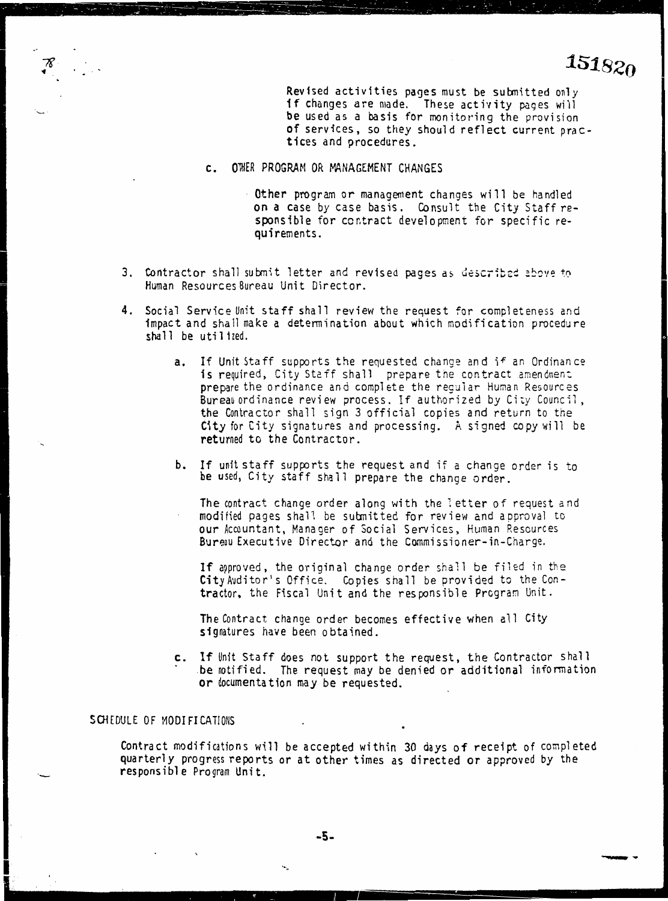151820

Revised activities pages must be submitted only if changes are made. These activity pages will be used as a basis for monitoring the provision of services, so they should reflect current practices and procedures.

c. OTHER PROGRAM OR MANAGEMENT CHANGES

Other program or management changes will be handled on a case by case basis. Consult the City Staff responsible for contract development for specific requirements.

3. Contractor shall submit letter and revised pages as described above to Human Resources Bureau Unit Director.

4. Social Service Unit staff shall review the request for completeness and impact and shall make a determination about which modification procedure shall be utilized.

   a. If Unit Staff supports the requested change and if an Ordinance is required, City Staff shall prepare the contract amendment prepare the ordinance and complete the regular Human Resources Bureau ordinance review process. If authorized by City Council, the Contractor shall sign 3 official copies and return to the City for City signatures and processing. A signed copy will be returned to the Contractor.

   b. If unit staff supports the request and if a change order is to be used, City staff shall prepare the change order.

      The contract change order along with the letter of request and modified pages shall be submitted for review and approval to our Accountant, Manager of Social Services, Human Resources Bureau Executive Director and the Commissioner-in-Charge.

      If approved, the original change order shall be filed in the City Auditor's Office. Copies shall be provided to the Contractor, the Fiscal Unit and the responsible Program Unit.

      The Contract change order becomes effective when all City signatures have been obtained.

   c. If Unit Staff does not support the request, the Contractor shall be notified. The request may be denied or additional information or documentation may be requested.

SCHEDULE OF MODIFICATIONS

Contract modifications will be accepted within 30 days of receipt of completed quarterly progress reports or at other times as directed or approved by the responsible Program Unit.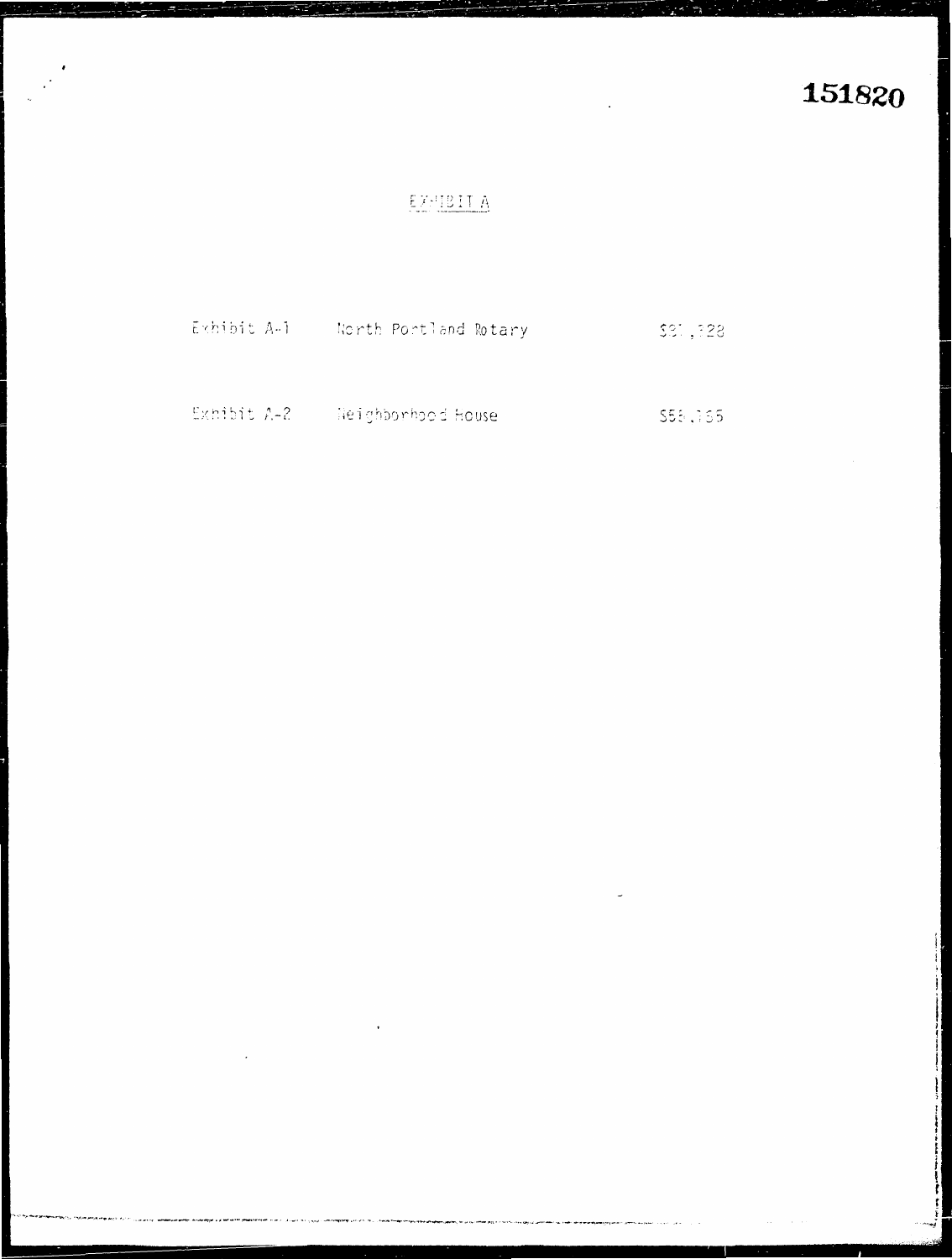# EXHIBIT A

| | | |
|---|---|---|
| Exhibit A-1 | North Portland Rotary | $31,328 |
| Exhibit A-2 | Neighborhood House | $55,165 |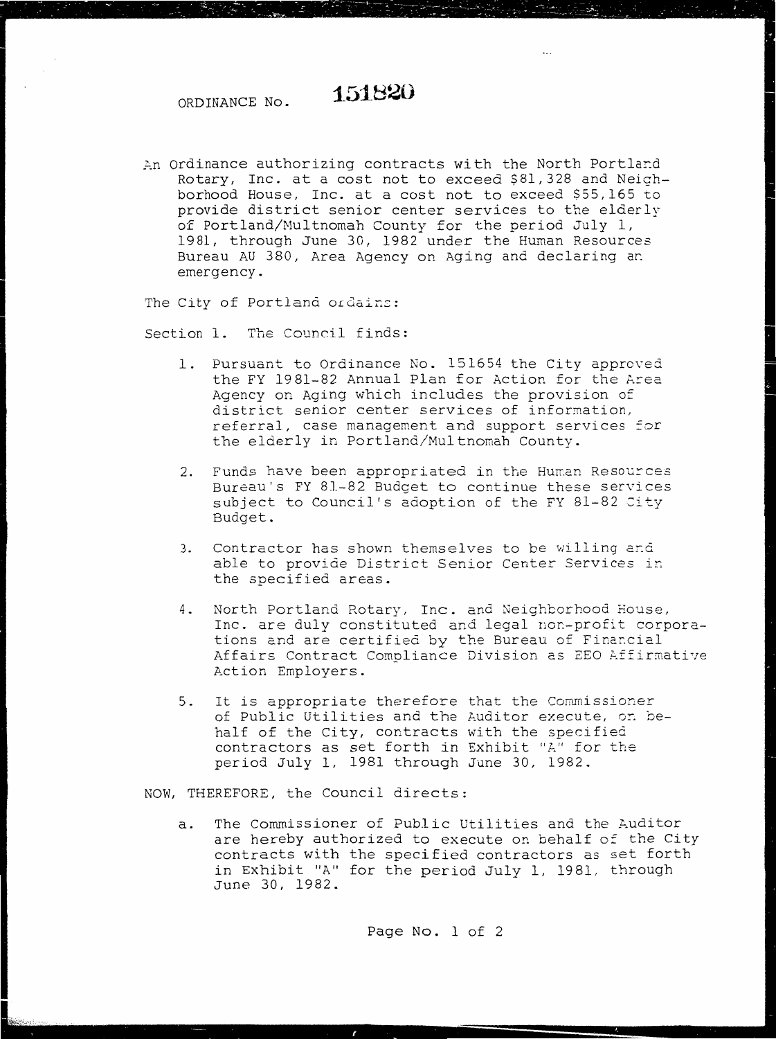ORDINANCE No. **151820**

An Ordinance authorizing contracts with the North Portland Rotary, Inc. at a cost not to exceed $81,328 and Neighborhood House, Inc. at a cost not to exceed $55,165 to provide district senior center services to the elderly of Portland/Multnomah County for the period July 1, 1981, through June 30, 1982 under the Human Resources Bureau AU 380, Area Agency on Aging and declaring an emergency.

The City of Portland ordains:

Section 1. The Council finds:

1. Pursuant to Ordinance No. 151654 the City approved the FY 1981-82 Annual Plan for Action for the Area Agency on Aging which includes the provision of district senior center services of information, referral, case management and support services for the elderly in Portland/Multnomah County.

2. Funds have been appropriated in the Human Resources Bureau's FY 81-82 Budget to continue these services subject to Council's adoption of the FY 81-82 City Budget.

3. Contractor has shown themselves to be willing and able to provide District Senior Center Services in the specified areas.

4. North Portland Rotary, Inc. and Neighborhood House, Inc. are duly constituted and legal non-profit corporations and are certified by the Bureau of Financial Affairs Contract Compliance Division as EEO Affirmative Action Employers.

5. It is appropriate therefore that the Commissioner of Public Utilities and the Auditor execute, on behalf of the City, contracts with the specified contractors as set forth in Exhibit "A" for the period July 1, 1981 through June 30, 1982.

NOW, THEREFORE, the Council directs:

a. The Commissioner of Public Utilities and the Auditor are hereby authorized to execute on behalf of the City contracts with the specified contractors as set forth in Exhibit "A" for the period July 1, 1981, through June 30, 1982.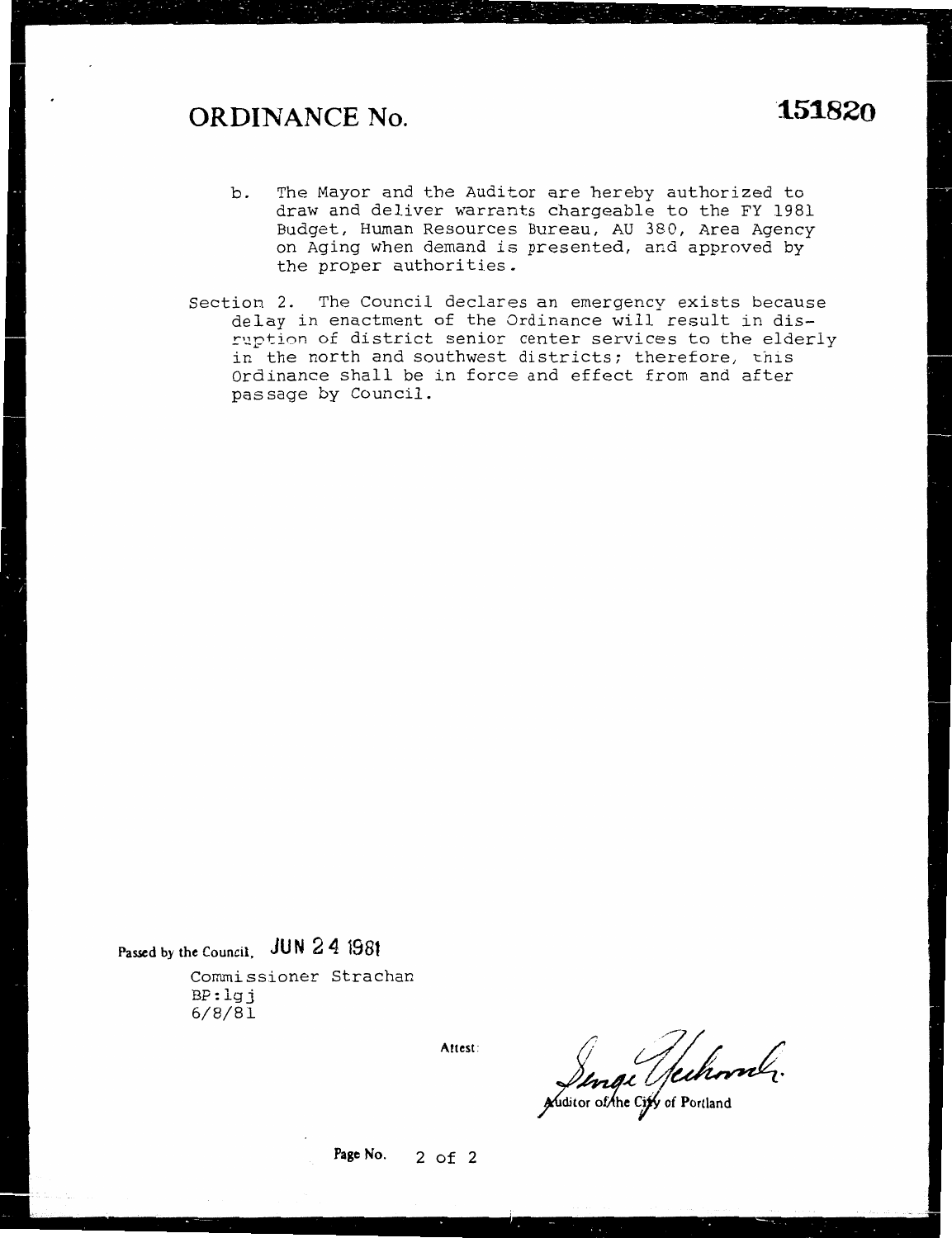# ORDINANCE No. 151820

b. The Mayor and the Auditor are hereby authorized to draw and deliver warrants chargeable to the FY 1981 Budget, Human Resources Bureau, AU 380, Area Agency on Aging when demand is presented, and approved by the proper authorities.

Section 2. The Council declares an emergency exists because delay in enactment of the Ordinance will result in disruption of district senior center services to the elderly in the north and southwest districts; therefore, this Ordinance shall be in force and effect from and after passage by Council.

Passed by the Council, JUN 24 1981

Commissioner Strachan
BP:lgj
6/8/81

Attest:

George Yerkovich
Auditor of the City of Portland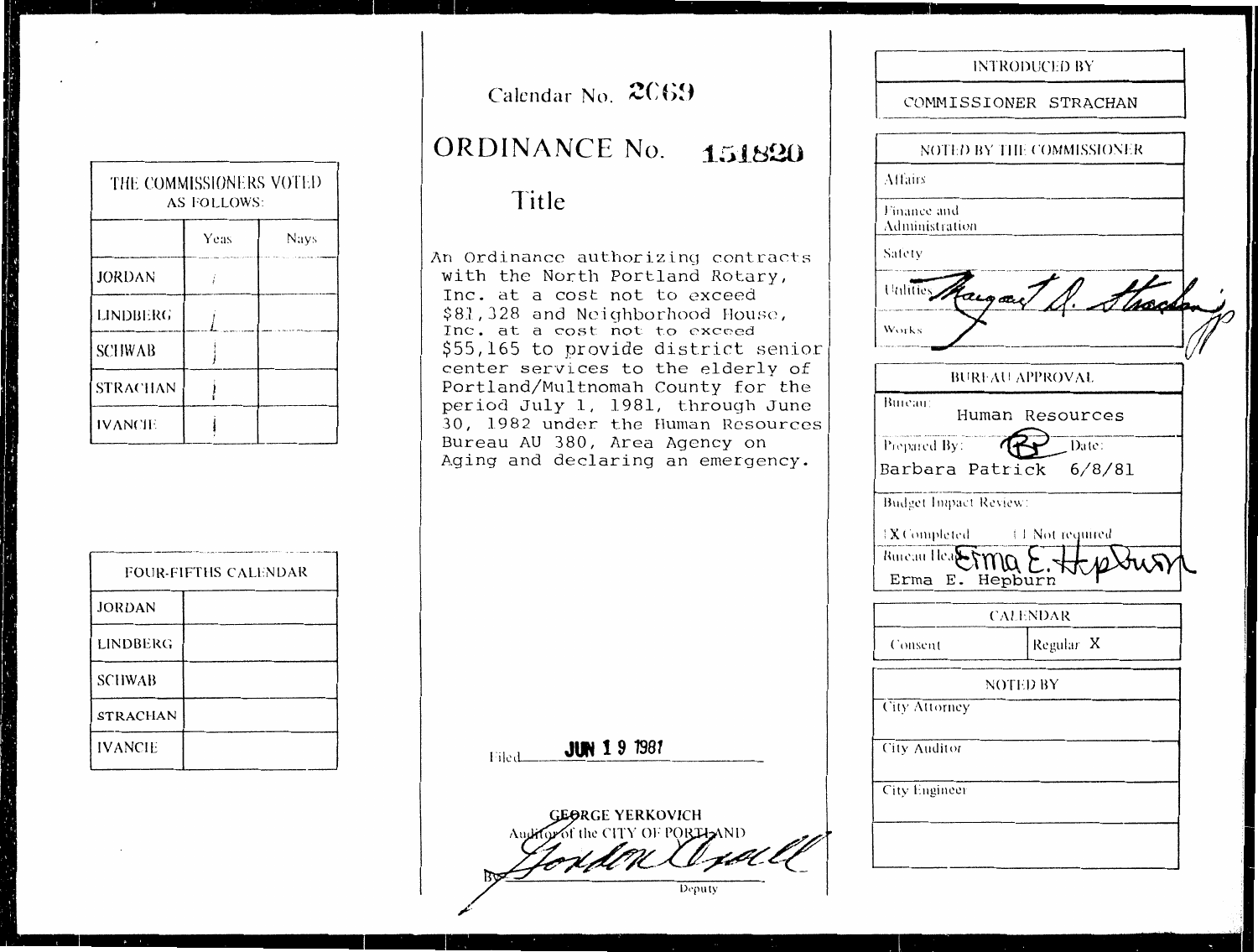| THE COMMISSIONERS VOTED AS FOLLOWS: | | |
|---|---|---|
| | Yeas | Nays |
| JORDAN | / | |
| LINDBERG | / | |
| SCHWAB | / | |
| STRACHAN | / | |
| IVANCIE | / | |

| FOUR-FIFTHS CALENDAR | |
|---|---|
| JORDAN | |
| LINDBERG | |
| SCHWAB | |
| STRACHAN | |
| IVANCIE | |

Calendar No. 2069

# ORDINANCE No. 151820

## Title

An Ordinance authorizing contracts with the North Portland Rotary, Inc. at a cost not to exceed $81,328 and Neighborhood House, Inc. at a cost not to exceed $55,165 to provide district senior center services to the elderly of Portland/Multnomah County for the period July 1, 1981, through June 30, 1982 under the Human Resources Bureau AU 380, Area Agency on Aging and declaring an emergency.

Filed JUN 19 1981

GEORGE YERKOVICH
Auditor of the CITY OF PORTLAND

By Gordon Orzell
Deputy

| INTRODUCED BY |
|---|
| COMMISSIONER STRACHAN |

| NOTED BY THE COMMISSIONER |
|---|
| Affairs |
| Finance and Administration |
| Safety |
| Utilities Margaret D. Strachan |
| Works |

| BUREAU APPROVAL |
|---|
| Bureau: Human Resources |
| Prepared By: BP Date: Barbara Patrick 6/8/81 |
| Budget Impact Review: [X] Completed [ ] Not required |
| Bureau Head: Erma E. Hepburn Erma E. Hepburn |

| CALENDAR | |
|---|---|
| Consent | Regular X |

| NOTED BY |
|---|
| City Attorney |
| City Auditor |
| City Engineer |
| |